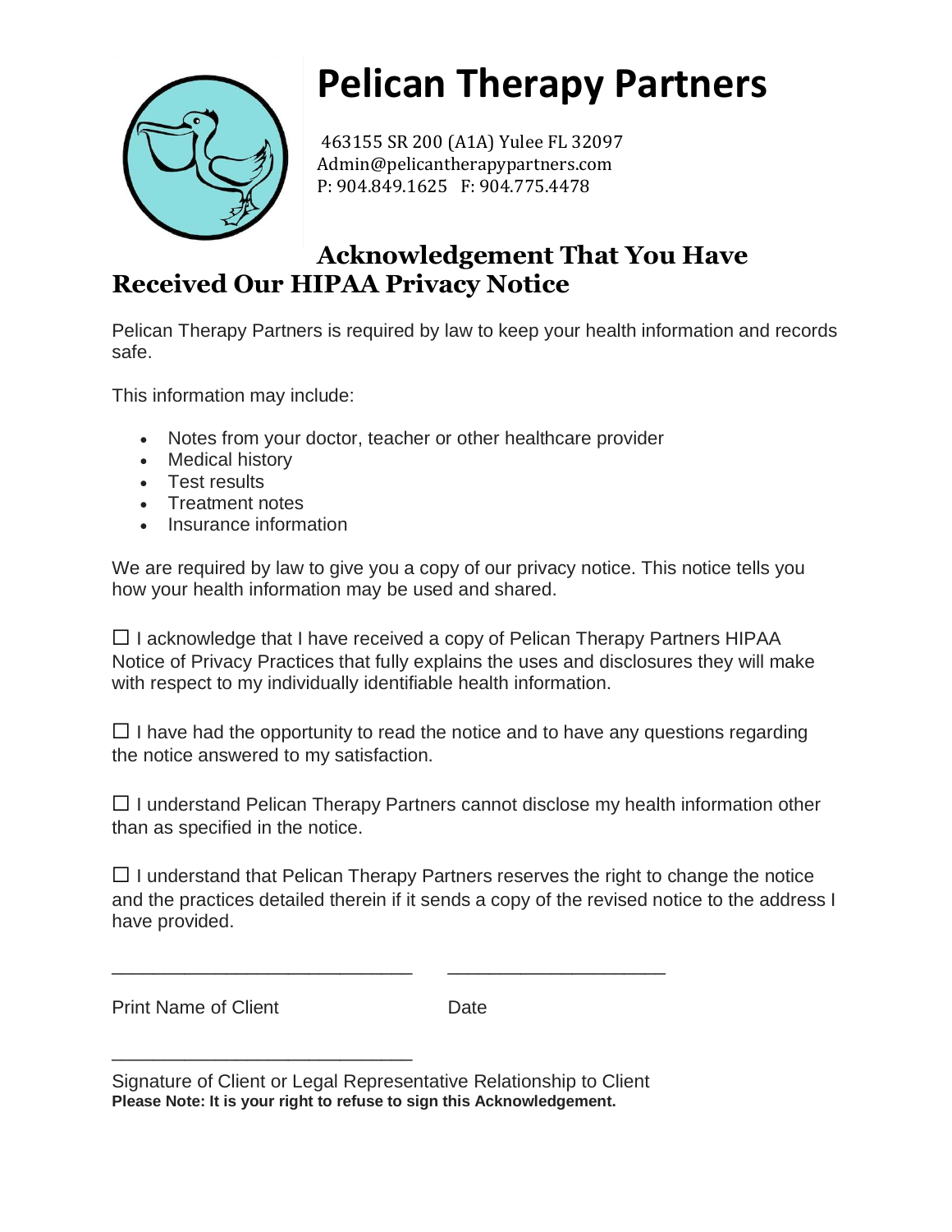# Pelican Therapy Partners

463155 SR 200 (A1A) Yulee FL 32097
Admin@pelicantherapypartners.com
P: 904.849.1625 F: 904.775.4478

## Acknowledgement That You Have Received Our HIPAA Privacy Notice

Pelican Therapy Partners is required by law to keep your health information and records safe.

This information may include:

- Notes from your doctor, teacher or other healthcare provider
- Medical history
- Test results
- Treatment notes
- Insurance information

We are required by law to give you a copy of our privacy notice. This notice tells you how your health information may be used and shared.

☐ I acknowledge that I have received a copy of Pelican Therapy Partners HIPAA Notice of Privacy Practices that fully explains the uses and disclosures they will make with respect to my individually identifiable health information.

☐ I have had the opportunity to read the notice and to have any questions regarding the notice answered to my satisfaction.

☐ I understand Pelican Therapy Partners cannot disclose my health information other than as specified in the notice.

☐ I understand that Pelican Therapy Partners reserves the right to change the notice and the practices detailed therein if it sends a copy of the revised notice to the address I have provided.

_____________________________ _____________________

Print Name of Client Date

_____________________________

Signature of Client or Legal Representative Relationship to Client

**Please Note: It is your right to refuse to sign this Acknowledgement.**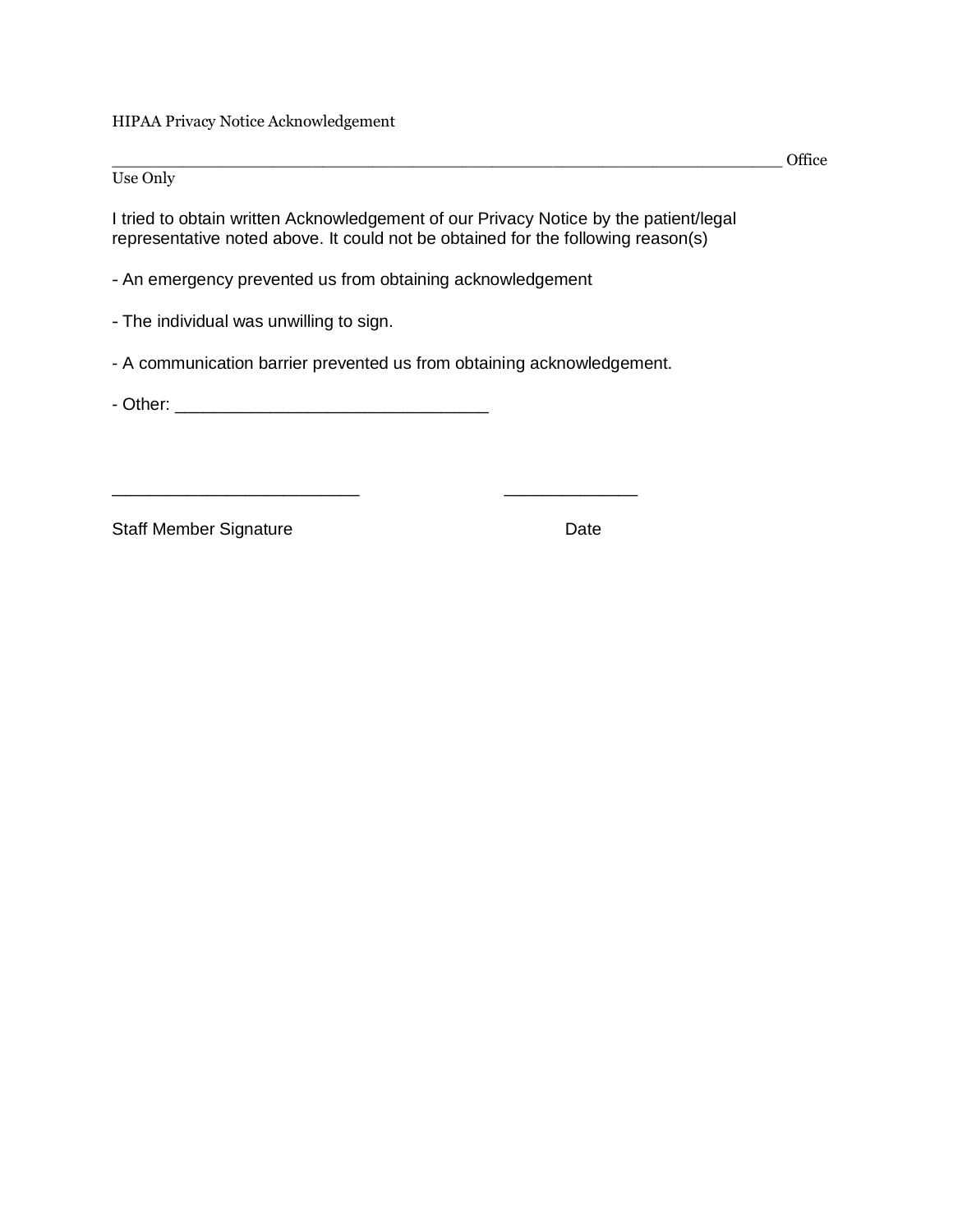HIPAA Privacy Notice Acknowledgement

______________________________________________________________ Office Use Only

I tried to obtain written Acknowledgement of our Privacy Notice by the patient/legal representative noted above. It could not be obtained for the following reason(s)

- An emergency prevented us from obtaining acknowledgement

- The individual was unwilling to sign.

- A communication barrier prevented us from obtaining acknowledgement.

- Other: ________________________________

_________________________ ______________

Staff Member Signature Date